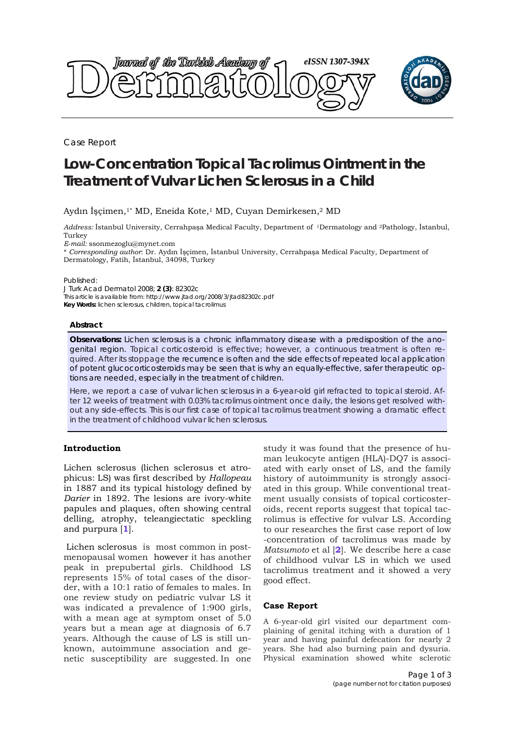Case Report

# Low-Concentration Topical Tacrolimus Ointment in the Treatment of Vulvar Lichen Sclerosus in a Child

Aydın İşçimen,[1*] MD, Eneida Kote,[1] MD, Cuyan Demirkesen,[2] MD

*Address:* İstanbul University, Cerrahpaşa Medical Faculty, Department of [1]Dermatology and [2]Pathology, İstanbul, Turkey
*E-mail:* ssonmezoglu@mynet.com
\* *Corresponding author*: Dr. Aydın İşçimen, İstanbul University, Cerrahpaşa Medical Faculty, Department of Dermatology, Fatih, İstanbul, 34098, Turkey

Published:
J Turk Acad Dermatol 2008; **2 (3)**: 82302c
This article is available from: http://www.jtad.org/2008/3/jtad82302c.pdf
**Key Words:** lichen sclerosus, children, topical tacrolimus

## Abstract

**Observations:** Lichen sclerosus is a chronic inflammatory disease with a predisposition of the anogenital region. Topical corticosteroid is effective; however, a continuous treatment is often required. After its stoppage the recurrence is often and the side effects of repeated local application of potent glucocorticosteroids may be seen that is why an equally-effective, safer therapeutic options are needed, especially in the treatment of children.

Here, we report a case of vulvar lichen sclerosus in a 6-year-old girl refracted to topical steroid. After 12 weeks of treatment with 0.03% tacrolimus ointment once daily, the lesions get resolved without any side-effects. This is our first case of topical tacrolimus treatment showing a dramatic effect in the treatment of childhood vulvar lichen sclerosus.

## Introduction

Lichen sclerosus (lichen sclerosus et atrophicus: LS) was first described by *Hallopeau* in 1887 and its typical histology defined by *Darier* in 1892. The lesions are ivory-white papules and plaques, often showing central delling, atrophy, teleangiectatic speckling and purpura [1].

Lichen sclerosus is most common in postmenopausal women however it has another peak in prepubertal girls. Childhood LS represents 15% of total cases of the disorder, with a 10:1 ratio of females to males. In one review study on pediatric vulvar LS it was indicated a prevalence of 1:900 girls, with a mean age at symptom onset of 5.0 years but a mean age at diagnosis of 6.7 years. Although the cause of LS is still unknown, autoimmune association and genetic susceptibility are suggested. In one study it was found that the presence of human leukocyte antigen (HLA)-DQ7 is associated with early onset of LS, and the family history of autoimmunity is strongly associated in this group. While conventional treatment usually consists of topical corticosteroids, recent reports suggest that topical tacrolimus is effective for vulvar LS. According to our researches the first case report of low -concentration of tacrolimus was made by *Matsumoto* et al [2]. We describe here a case of childhood vulvar LS in which we used tacrolimus treatment and it showed a very good effect.

## Case Report

A 6-year-old girl visited our department complaining of genital itching with a duration of 1 year and having painful defecation for nearly 2 years. She had also burning pain and dysuria. Physical examination showed white sclerotic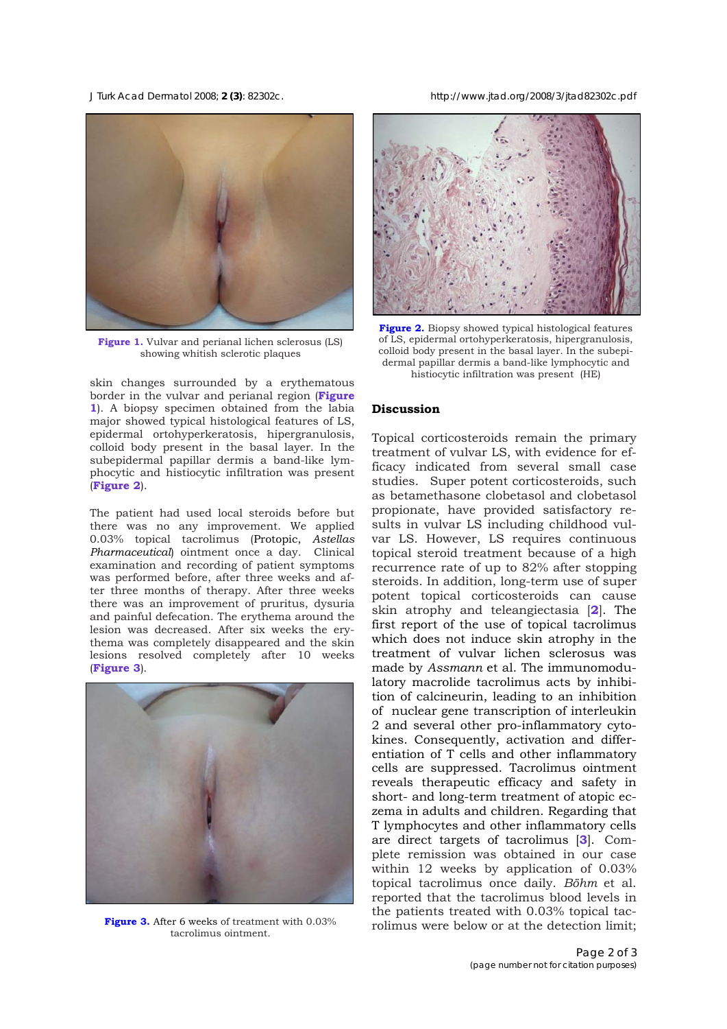Figure 1. Vulvar and perianal lichen sclerosus (LS) showing whitish sclerotic plaques

skin changes surrounded by a erythematous border in the vulvar and perianal region (**Figure 1**). A biopsy specimen obtained from the labia major showed typical histological features of LS, epidermal ortohyperkeratosis, hipergranulosis, colloid body present in the basal layer. In the subepidermal papillar dermis a band-like lymphocytic and histiocytic infiltration was present (**Figure 2**).

The patient had used local steroids before but there was no any improvement. We applied 0.03% topical tacrolimus (Protopic, *Astellas Pharmaceutical*) ointment once a day. Clinical examination and recording of patient symptoms was performed before, after three weeks and after three months of therapy. After three weeks there was an improvement of pruritus, dysuria and painful defecation. The erythema around the lesion was decreased. After six weeks the erythema was completely disappeared and the skin lesions resolved completely after 10 weeks (**Figure 3**).

Figure 3. After 6 weeks of treatment with 0.03% tacrolimus ointment.

Figure 2. Biopsy showed typical histological features of LS, epidermal ortohyperkeratosis, hipergranulosis, colloid body present in the basal layer. In the subepidermal papillar dermis a band-like lymphocytic and histiocytic infiltration was present (HE)

## Discussion

Topical corticosteroids remain the primary treatment of vulvar LS, with evidence for efficacy indicated from several small case studies. Super potent corticosteroids, such as betamethasone clobetasol and clobetasol propionate, have provided satisfactory results in vulvar LS including childhood vulvar LS. However, LS requires continuous topical steroid treatment because of a high recurrence rate of up to 82% after stopping steroids. In addition, long-term use of super potent topical corticosteroids can cause skin atrophy and teleangiectasia [**2**]. The first report of the use of topical tacrolimus which does not induce skin atrophy in the treatment of vulvar lichen sclerosus was made by *Assmann* et al. The immunomodulatory macrolide tacrolimus acts by inhibition of calcineurin, leading to an inhibition of nuclear gene transcription of interleukin 2 and several other pro-inflammatory cytokines. Consequently, activation and differentiation of T cells and other inflammatory cells are suppressed. Tacrolimus ointment reveals therapeutic efficacy and safety in short- and long-term treatment of atopic eczema in adults and children. Regarding that T lymphocytes and other inflammatory cells are direct targets of tacrolimus [**3**]. Complete remission was obtained in our case within 12 weeks by application of 0.03% topical tacrolimus once daily. *Böhm* et al. reported that the tacrolimus blood levels in the patients treated with 0.03% topical tacrolimus were below or at the detection limit;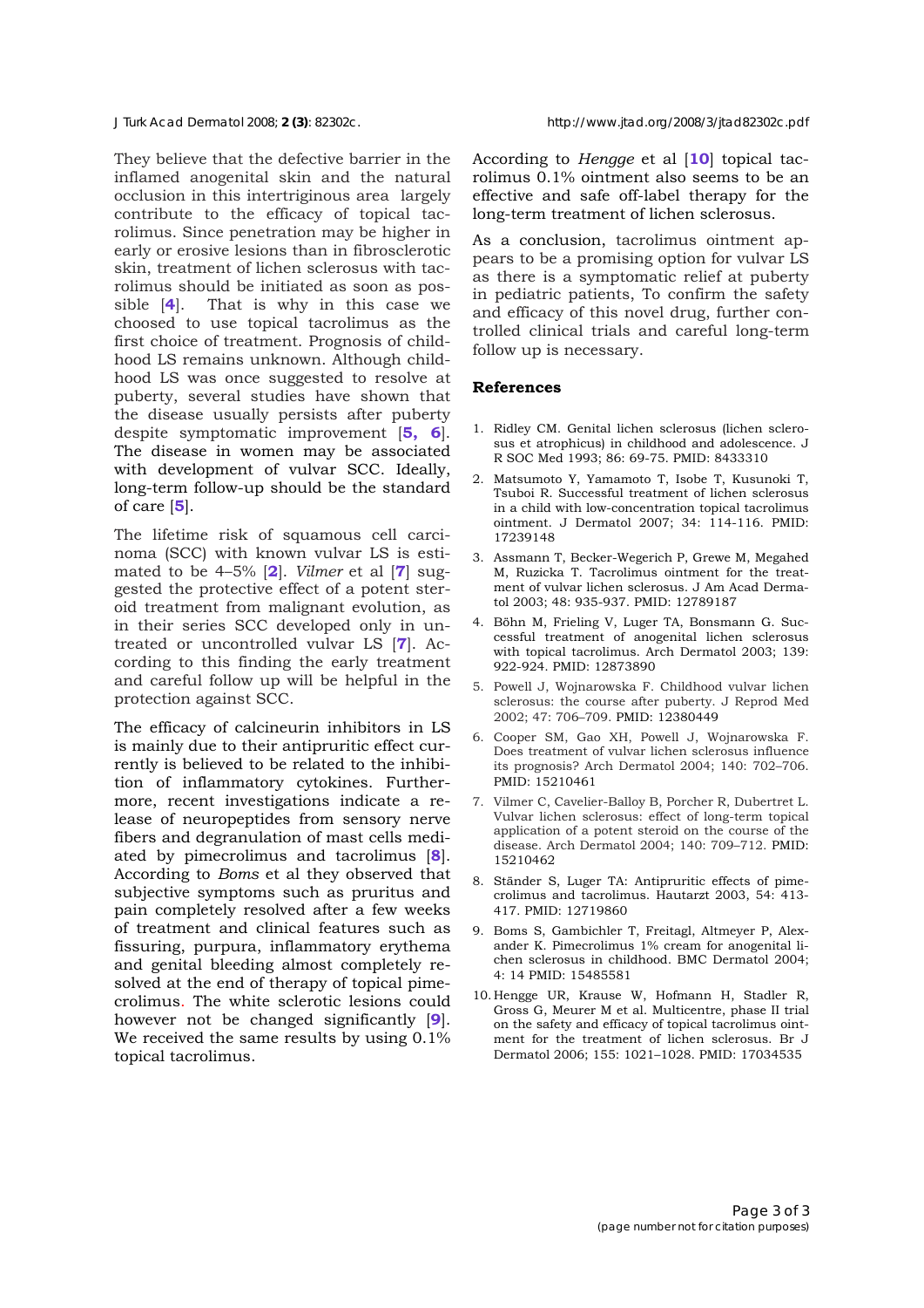They believe that the defective barrier in the inflamed anogenital skin and the natural occlusion in this intertriginous area largely contribute to the efficacy of topical tacrolimus. Since penetration may be higher in early or erosive lesions than in fibrosclerotic skin, treatment of lichen sclerosus with tacrolimus should be initiated as soon as possible [4]. That is why in this case we choosed to use topical tacrolimus as the first choice of treatment. Prognosis of childhood LS remains unknown. Although childhood LS was once suggested to resolve at puberty, several studies have shown that the disease usually persists after puberty despite symptomatic improvement [5, 6]. The disease in women may be associated with development of vulvar SCC. Ideally, long-term follow-up should be the standard of care [5].

The lifetime risk of squamous cell carcinoma (SCC) with known vulvar LS is estimated to be 4–5% [2]. *Vilmer* et al [7] suggested the protective effect of a potent steroid treatment from malignant evolution, as in their series SCC developed only in untreated or uncontrolled vulvar LS [7]. According to this finding the early treatment and careful follow up will be helpful in the protection against SCC.

The efficacy of calcineurin inhibitors in LS is mainly due to their antipruritic effect currently is believed to be related to the inhibition of inflammatory cytokines. Furthermore, recent investigations indicate a release of neuropeptides from sensory nerve fibers and degranulation of mast cells mediated by pimecrolimus and tacrolimus [8]. According to *Boms* et al they observed that subjective symptoms such as pruritus and pain completely resolved after a few weeks of treatment and clinical features such as fissuring, purpura, inflammatory erythema and genital bleeding almost completely resolved at the end of therapy of topical pimecrolimus. The white sclerotic lesions could however not be changed significantly [9]. We received the same results by using 0.1% topical tacrolimus.

According to *Hengge* et al [10] topical tacrolimus 0.1% ointment also seems to be an effective and safe off-label therapy for the long-term treatment of lichen sclerosus.

As a conclusion, tacrolimus ointment appears to be a promising option for vulvar LS as there is a symptomatic relief at puberty in pediatric patients, To confirm the safety and efficacy of this novel drug, further controlled clinical trials and careful long-term follow up is necessary.

## References

1. Ridley CM. Genital lichen sclerosus (lichen sclerosus et atrophicus) in childhood and adolescence. J R SOC Med 1993; 86: 69-75. PMID: 8433310
2. Matsumoto Y, Yamamoto T, Isobe T, Kusunoki T, Tsuboi R. Successful treatment of lichen sclerosus in a child with low-concentration topical tacrolimus ointment. J Dermatol 2007; 34: 114-116. PMID: 17239148
3. Assmann T, Becker-Wegerich P, Grewe M, Megahed M, Ruzicka T. Tacrolimus ointment for the treatment of vulvar lichen sclerosus. J Am Acad Dermatol 2003; 48: 935-937. PMID: 12789187
4. Böhn M, Frieling V, Luger TA, Bonsmann G. Successful treatment of anogenital lichen sclerosus with topical tacrolimus. Arch Dermatol 2003; 139: 922-924. PMID: 12873890
5. Powell J, Wojnarowska F. Childhood vulvar lichen sclerosus: the course after puberty. J Reprod Med 2002; 47: 706–709. PMID: 12380449
6. Cooper SM, Gao XH, Powell J, Wojnarowska F. Does treatment of vulvar lichen sclerosus influence its prognosis? Arch Dermatol 2004; 140: 702–706. PMID: 15210461
7. Vilmer C, Cavelier-Balloy B, Porcher R, Dubertret L. Vulvar lichen sclerosus: effect of long-term topical application of a potent steroid on the course of the disease. Arch Dermatol 2004; 140: 709–712. PMID: 15210462
8. Ständer S, Luger TA: Antipruritic effects of pimecrolimus and tacrolimus. Hautarzt 2003, 54: 413-417. PMID: 12719860
9. Boms S, Gambichler T, Freitagl, Altmeyer P, Alexander K. Pimecrolimus 1% cream for anogenital lichen sclerosus in childhood. BMC Dermatol 2004; 4: 14 PMID: 15485581
10. Hengge UR, Krause W, Hofmann H, Stadler R, Gross G, Meurer M et al. Multicentre, phase II trial on the safety and efficacy of topical tacrolimus ointment for the treatment of lichen sclerosus. Br J Dermatol 2006; 155: 1021–1028. PMID: 17034535